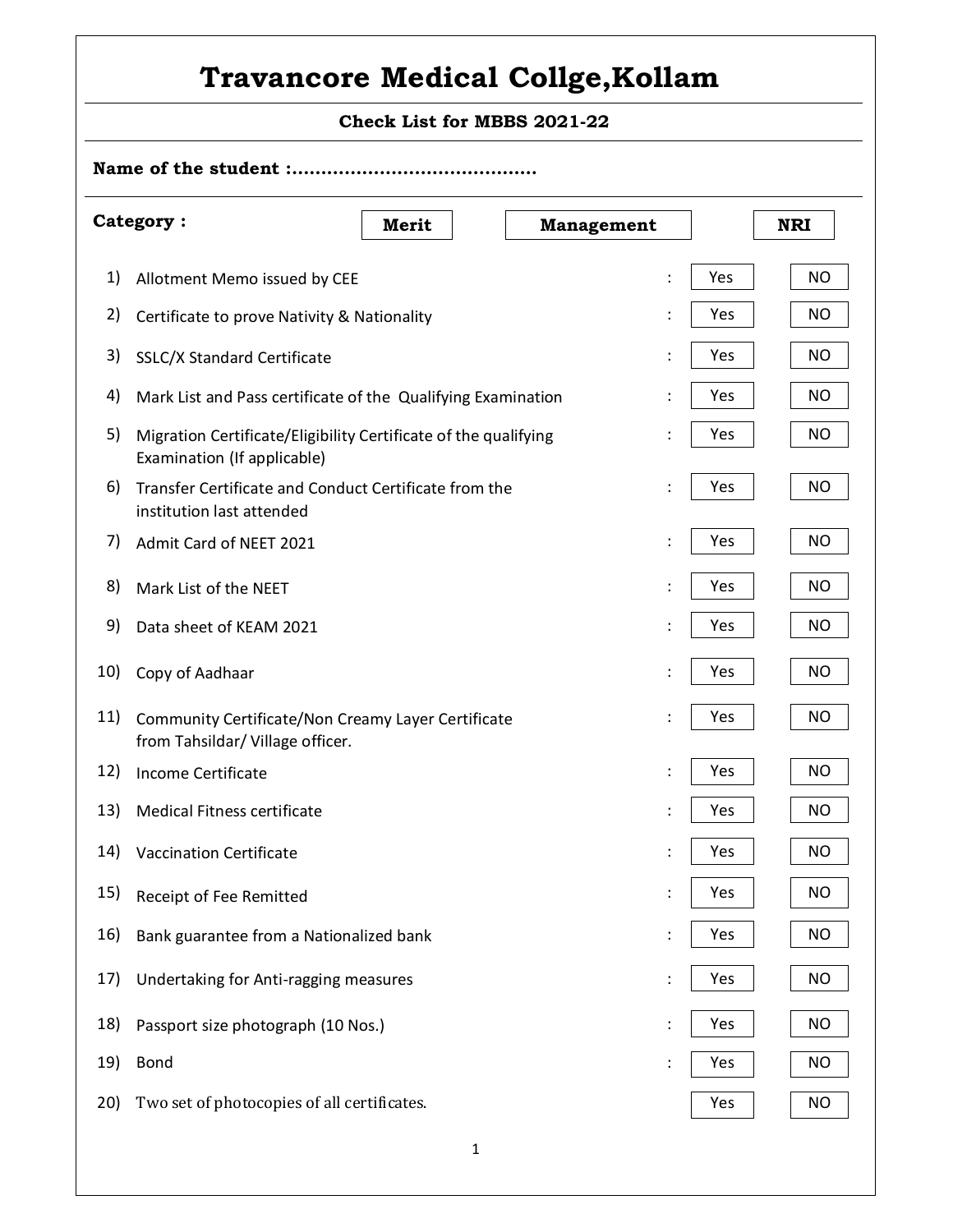# Travancore Medical Collge,Kollam

**Check List for MBBS 2021-22**

**Name of the student :……………………………………**

**Category :** **Merit** **Management** **NRI**

| | | | | |
|---|---|---|---|---|
| 1) | Allotment Memo issued by CEE | : | Yes | NO |
| 2) | Certificate to prove Nativity & Nationality | : | Yes | NO |
| 3) | SSLC/X Standard Certificate | : | Yes | NO |
| 4) | Mark List and Pass certificate of the Qualifying Examination | : | Yes | NO |
| 5) | Migration Certificate/Eligibility Certificate of the qualifying Examination (If applicable) | : | Yes | NO |
| 6) | Transfer Certificate and Conduct Certificate from the institution last attended | : | Yes | NO |
| 7) | Admit Card of NEET 2021 | : | Yes | NO |
| 8) | Mark List of the NEET | : | Yes | NO |
| 9) | Data sheet of KEAM 2021 | : | Yes | NO |
| 10) | Copy of Aadhaar | : | Yes | NO |
| 11) | Community Certificate/Non Creamy Layer Certificate from Tahsildar/ Village officer. | : | Yes | NO |
| 12) | Income Certificate | : | Yes | NO |
| 13) | Medical Fitness certificate | : | Yes | NO |
| 14) | Vaccination Certificate | : | Yes | NO |
| 15) | Receipt of Fee Remitted | : | Yes | NO |
| 16) | Bank guarantee from a Nationalized bank | : | Yes | NO |
| 17) | Undertaking for Anti-ragging measures | : | Yes | NO |
| 18) | Passport size photograph (10 Nos.) | : | Yes | NO |
| 19) | Bond | : | Yes | NO |
| 20) | Two set of photocopies of all certificates. | | Yes | NO |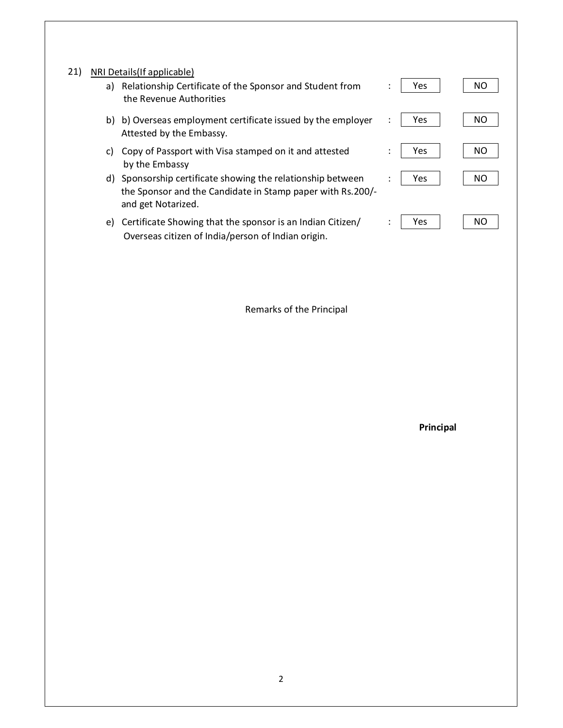21) <u>NRI Details(If applicable)</u>

| | | | |
|---|---|---|---|
| a) Relationship Certificate of the Sponsor and Student from the Revenue Authorities | : | Yes | NO |
| b) b) Overseas employment certificate issued by the employer Attested by the Embassy. | : | Yes | NO |
| c) Copy of Passport with Visa stamped on it and attested by the Embassy | : | Yes | NO |
| d) Sponsorship certificate showing the relationship between the Sponsor and the Candidate in Stamp paper with Rs.200/- and get Notarized. | : | Yes | NO |
| e) Certificate Showing that the sponsor is an Indian Citizen/ Overseas citizen of India/person of Indian origin. | : | Yes | NO |

Remarks of the Principal

**Principal**